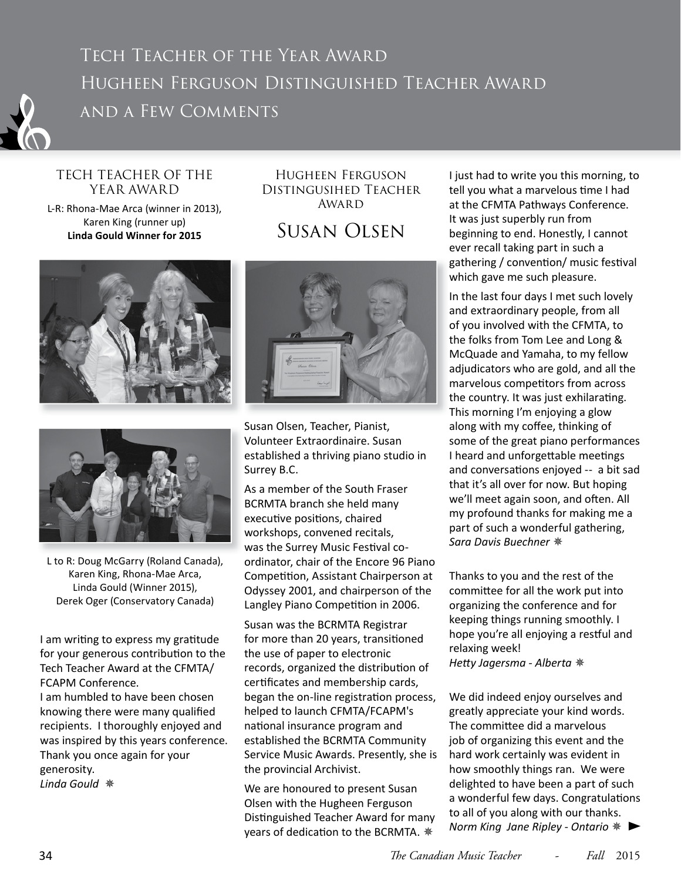# Tech Teacher of the Year Award
# Hugheen Ferguson Distinguished Teacher Award
# and a Few Comments

## TECH TEACHER OF THE YEAR AWARD

L-R: Rhona-Mae Arca (winner in 2013), Karen King (runner up) **Linda Gould Winner for 2015**

L to R: Doug McGarry (Roland Canada), Karen King, Rhona-Mae Arca, Linda Gould (Winner 2015), Derek Oger (Conservatory Canada)

I am writing to express my gratitude for your generous contribution to the Tech Teacher Award at the CFMTA/FCAPM Conference.
I am humbled to have been chosen knowing there were many qualified recipients. I thoroughly enjoyed and was inspired by this years conference. Thank you once again for your generosity.
*Linda Gould* ❋

## Hugheen Ferguson Distingusihed Teacher Award

## Susan Olsen

Susan Olsen, Teacher, Pianist, Volunteer Extraordinaire. Susan established a thriving piano studio in Surrey B.C.

As a member of the South Fraser BCRMTA branch she held many executive positions, chaired workshops, convened recitals, was the Surrey Music Festival co-ordinator, chair of the Encore 96 Piano Competition, Assistant Chairperson at Odyssey 2001, and chairperson of the Langley Piano Competition in 2006.

Susan was the BCRMTA Registrar for more than 20 years, transitioned the use of paper to electronic records, organized the distribution of certificates and membership cards, began the on-line registration process, helped to launch CFMTA/FCAPM's national insurance program and established the BCRMTA Community Service Music Awards. Presently, she is the provincial Archivist.

We are honoured to present Susan Olsen with the Hugheen Ferguson Distinguished Teacher Award for many years of dedication to the BCRMTA. ❋

I just had to write you this morning, to tell you what a marvelous time I had at the CFMTA Pathways Conference. It was just superbly run from beginning to end. Honestly, I cannot ever recall taking part in such a gathering / convention/ music festival which gave me such pleasure.

In the last four days I met such lovely and extraordinary people, from all of you involved with the CFMTA, to the folks from Tom Lee and Long & McQuade and Yamaha, to my fellow adjudicators who are gold, and all the marvelous competitors from across the country. It was just exhilarating. This morning I'm enjoying a glow along with my coffee, thinking of some of the great piano performances I heard and unforgettable meetings and conversations enjoyed -- a bit sad that it's all over for now. But hoping we'll meet again soon, and often. All my profound thanks for making me a part of such a wonderful gathering,
*Sara Davis Buechner* ❋

Thanks to you and the rest of the committee for all the work put into organizing the conference and for keeping things running smoothly. I hope you're all enjoying a restful and relaxing week!
*Hetty Jagersma - Alberta* ❋

We did indeed enjoy ourselves and greatly appreciate your kind words. The committee did a marvelous job of organizing this event and the hard work certainly was evident in how smoothly things ran. We were delighted to have been a part of such a wonderful few days. Congratulations to all of you along with our thanks.
*Norm King Jane Ripley - Ontario* ❋ ►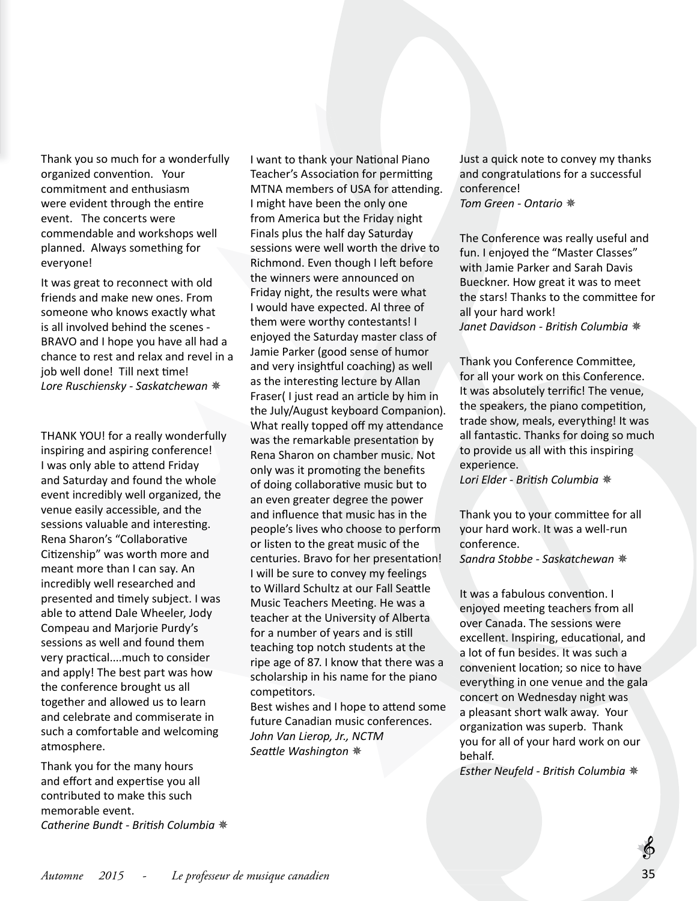Thank you so much for a wonderfully organized convention. Your commitment and enthusiasm were evident through the entire event. The concerts were commendable and workshops well planned. Always something for everyone!

It was great to reconnect with old friends and make new ones. From someone who knows exactly what is all involved behind the scenes - BRAVO and I hope you have all had a chance to rest and relax and revel in a job well done! Till next time!
*Lore Ruschiensky - Saskatchewan* ⁕

THANK YOU! for a really wonderfully inspiring and aspiring conference! I was only able to attend Friday and Saturday and found the whole event incredibly well organized, the venue easily accessible, and the sessions valuable and interesting. Rena Sharon's "Collaborative Citizenship" was worth more and meant more than I can say. An incredibly well researched and presented and timely subject. I was able to attend Dale Wheeler, Jody Compeau and Marjorie Purdy's sessions as well and found them very practical....much to consider and apply! The best part was how the conference brought us all together and allowed us to learn and celebrate and commiserate in such a comfortable and welcoming atmosphere.

Thank you for the many hours and effort and expertise you all contributed to make this such memorable event.
*Catherine Bundt - British Columbia* ⁕

I want to thank your National Piano Teacher's Association for permitting MTNA members of USA for attending. I might have been the only one from America but the Friday night Finals plus the half day Saturday sessions were well worth the drive to Richmond. Even though I left before the winners were announced on Friday night, the results were what I would have expected. Al three of them were worthy contestants! I enjoyed the Saturday master class of Jamie Parker (good sense of humor and very insightful coaching) as well as the interesting lecture by Allan Fraser( I just read an article by him in the July/August keyboard Companion). What really topped off my attendance was the remarkable presentation by Rena Sharon on chamber music. Not only was it promoting the benefits of doing collaborative music but to an even greater degree the power and influence that music has in the people's lives who choose to perform or listen to the great music of the centuries. Bravo for her presentation! I will be sure to convey my feelings to Willard Schultz at our Fall Seattle Music Teachers Meeting. He was a teacher at the University of Alberta for a number of years and is still teaching top notch students at the ripe age of 87. I know that there was a scholarship in his name for the piano competitors.
Best wishes and I hope to attend some future Canadian music conferences.
*John Van Lierop, Jr., NCTM*
*Seattle Washington* ⁕

Just a quick note to convey my thanks and congratulations for a successful conference!
*Tom Green - Ontario* ⁕

The Conference was really useful and fun. I enjoyed the "Master Classes" with Jamie Parker and Sarah Davis Bueckner. How great it was to meet the stars! Thanks to the committee for all your hard work!
*Janet Davidson - British Columbia* ⁕

Thank you Conference Committee, for all your work on this Conference. It was absolutely terrific! The venue, the speakers, the piano competition, trade show, meals, everything! It was all fantastic. Thanks for doing so much to provide us all with this inspiring experience.
*Lori Elder - British Columbia* ⁕

Thank you to your committee for all your hard work. It was a well-run conference.
*Sandra Stobbe - Saskatchewan* ⁕

It was a fabulous convention. I enjoyed meeting teachers from all over Canada. The sessions were excellent. Inspiring, educational, and a lot of fun besides. It was such a convenient location; so nice to have everything in one venue and the gala concert on Wednesday night was a pleasant short walk away. Your organization was superb. Thank you for all of your hard work on our behalf.
*Esther Neufeld - British Columbia* ⁕